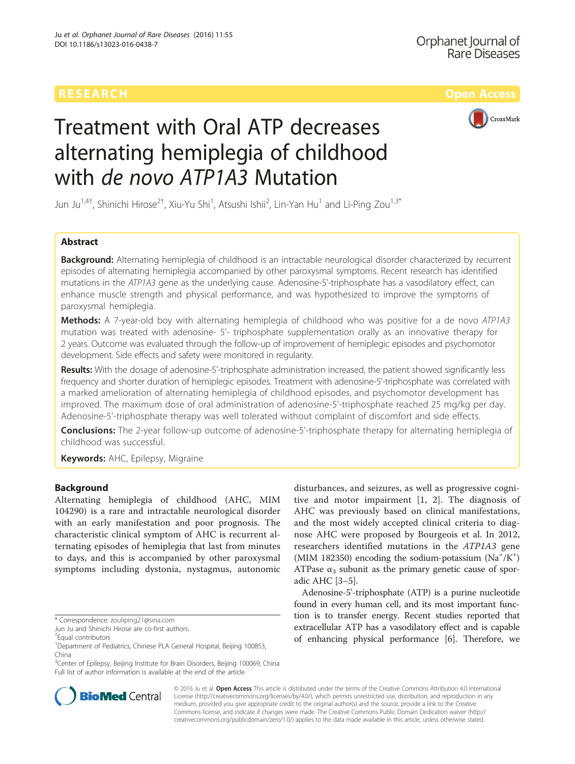RESEARCH Open Access

# Treatment with Oral ATP decreases alternating hemiplegia of childhood with *de novo ATP1A3* Mutation

Jun Ju[1,4†], Shinichi Hirose[2†], Xiu-Yu Shi[1], Atsushi Ishii[2], Lin-Yan Hu[1] and Li-Ping Zou[1,3*]

## Abstract

**Background:** Alternating hemiplegia of childhood is an intractable neurological disorder characterized by recurrent episodes of alternating hemiplegia accompanied by other paroxysmal symptoms. Recent research has identified mutations in the *ATP1A3* gene as the underlying cause. Adenosine-5'-triphosphate has a vasodilatory effect, can enhance muscle strength and physical performance, and was hypothesized to improve the symptoms of paroxysmal hemiplegia.

**Methods:** A 7-year-old boy with alternating hemiplegia of childhood who was positive for a de novo *ATP1A3* mutation was treated with adenosine- 5'- triphosphate supplementation orally as an innovative therapy for 2 years. Outcome was evaluated through the follow-up of improvement of hemiplegic episodes and psychomotor development. Side effects and safety were monitored in regularity.

**Results:** With the dosage of adenosine-5'-triphosphate administration increased, the patient showed significantly less frequency and shorter duration of hemiplegic episodes. Treatment with adenosine-5'-triphosphate was correlated with a marked amelioration of alternating hemiplegia of childhood episodes, and psychomotor development has improved. The maximum dose of oral administration of adenosine-5'-triphosphate reached 25 mg/kg per day. Adenosine-5'-triphosphate therapy was well tolerated without complaint of discomfort and side effects.

**Conclusions:** The 2-year follow-up outcome of adenosine-5'-triphosphate therapy for alternating hemiplegia of childhood was successful.

**Keywords:** AHC, Epilepsy, Migraine

## Background

Alternating hemiplegia of childhood (AHC, MIM 104290) is a rare and intractable neurological disorder with an early manifestation and poor prognosis. The characteristic clinical symptom of AHC is recurrent alternating episodes of hemiplegia that last from minutes to days, and this is accompanied by other paroxysmal symptoms including dystonia, nystagmus, autonomic disturbances, and seizures, as well as progressive cognitive and motor impairment [1, 2]. The diagnosis of AHC was previously based on clinical manifestations, and the most widely accepted clinical criteria to diagnose AHC were proposed by Bourgeois et al. In 2012, researchers identified mutations in the *ATP1A3* gene (MIM 182350) encoding the sodium-potassium ($Na^+/K^+$) ATPase $\alpha_3$ subunit as the primary genetic cause of sporadic AHC [3–5].

Adenosine-5'-triphosphate (ATP) is a purine nucleotide found in every human cell, and its most important function is to transfer energy. Recent studies reported that extracellular ATP has a vasodilatory effect and is capable of enhancing physical performance [6]. Therefore, we

\* Correspondence: zouliping21@sina.com

Jun Ju and Shinichi Hirose are co-first authors.

†Equal contributors

[1]Department of Pediatrics, Chinese PLA General Hospital, Beijing 100853, China

[3]Center of Epilepsy, Beijing Institute for Brain Disorders, Beijing 100069, China

Full list of author information is available at the end of the article

© 2016 Ju et al. **Open Access** This article is distributed under the terms of the Creative Commons Attribution 4.0 International License (http://creativecommons.org/licenses/by/4.0/), which permits unrestricted use, distribution, and reproduction in any medium, provided you give appropriate credit to the original author(s) and the source, provide a link to the Creative Commons license, and indicate if changes were made. The Creative Commons Public Domain Dedication waiver (http://creativecommons.org/publicdomain/zero/1.0/) applies to the data made available in this article, unless otherwise stated.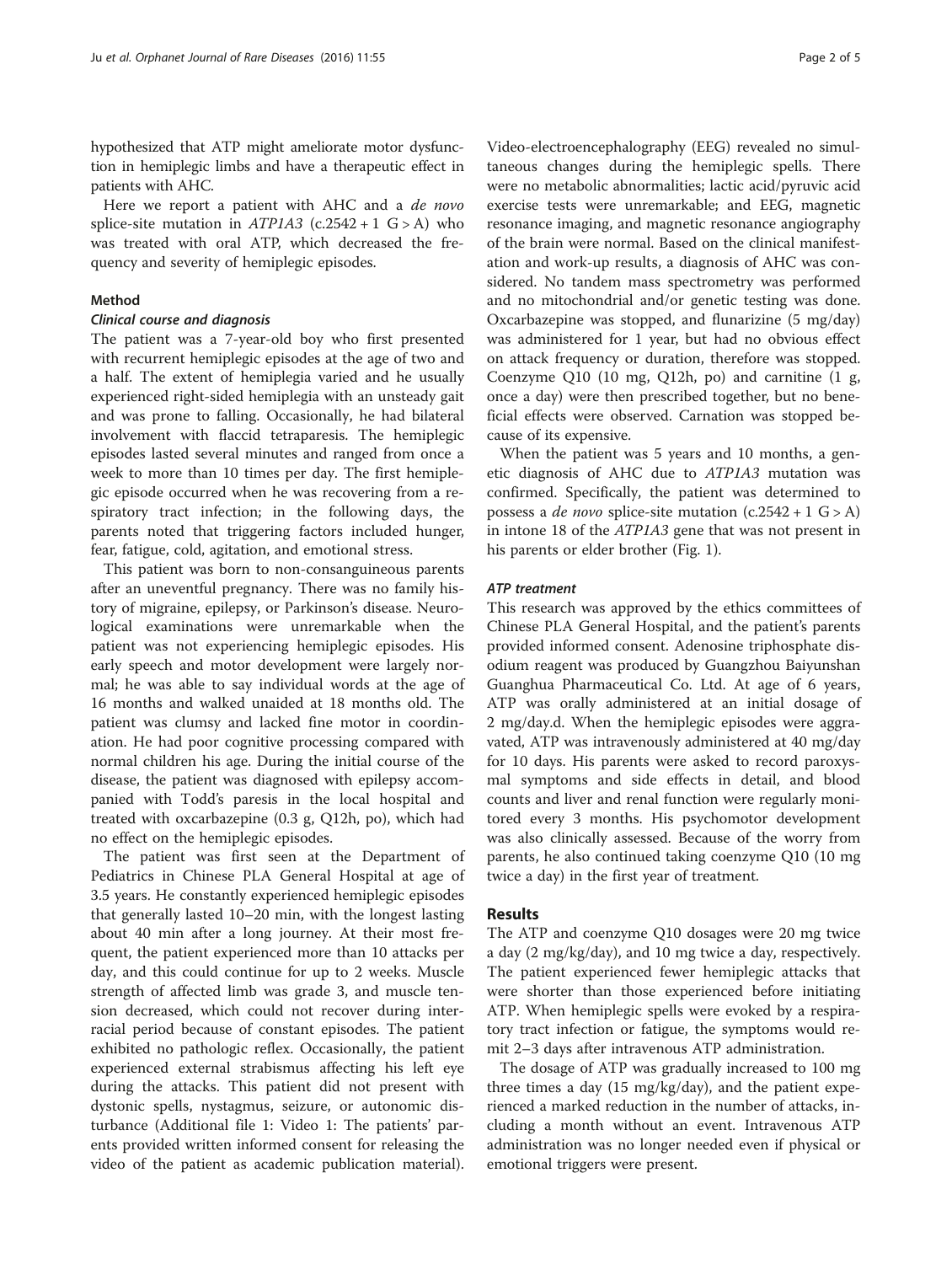hypothesized that ATP might ameliorate motor dysfunction in hemiplegic limbs and have a therapeutic effect in patients with AHC.

Here we report a patient with AHC and a *de novo* splice-site mutation in *ATP1A3* (c.2542 + 1 G > A) who was treated with oral ATP, which decreased the frequency and severity of hemiplegic episodes.

## Method

### Clinical course and diagnosis

The patient was a 7-year-old boy who first presented with recurrent hemiplegic episodes at the age of two and a half. The extent of hemiplegia varied and he usually experienced right-sided hemiplegia with an unsteady gait and was prone to falling. Occasionally, he had bilateral involvement with flaccid tetraparesis. The hemiplegic episodes lasted several minutes and ranged from once a week to more than 10 times per day. The first hemiplegic episode occurred when he was recovering from a respiratory tract infection; in the following days, the parents noted that triggering factors included hunger, fear, fatigue, cold, agitation, and emotional stress.

This patient was born to non-consanguineous parents after an uneventful pregnancy. There was no family history of migraine, epilepsy, or Parkinson's disease. Neurological examinations were unremarkable when the patient was not experiencing hemiplegic episodes. His early speech and motor development were largely normal; he was able to say individual words at the age of 16 months and walked unaided at 18 months old. The patient was clumsy and lacked fine motor in coordination. He had poor cognitive processing compared with normal children his age. During the initial course of the disease, the patient was diagnosed with epilepsy accompanied with Todd's paresis in the local hospital and treated with oxcarbazepine (0.3 g, Q12h, po), which had no effect on the hemiplegic episodes.

The patient was first seen at the Department of Pediatrics in Chinese PLA General Hospital at age of 3.5 years. He constantly experienced hemiplegic episodes that generally lasted 10–20 min, with the longest lasting about 40 min after a long journey. At their most frequent, the patient experienced more than 10 attacks per day, and this could continue for up to 2 weeks. Muscle strength of affected limb was grade 3, and muscle tension decreased, which could not recover during interracial period because of constant episodes. The patient exhibited no pathologic reflex. Occasionally, the patient experienced external strabismus affecting his left eye during the attacks. This patient did not present with dystonic spells, nystagmus, seizure, or autonomic disturbance (Additional file 1: Video 1: The patients' parents provided written informed consent for releasing the video of the patient as academic publication material). Video-electroencephalography (EEG) revealed no simultaneous changes during the hemiplegic spells. There were no metabolic abnormalities; lactic acid/pyruvic acid exercise tests were unremarkable; and EEG, magnetic resonance imaging, and magnetic resonance angiography of the brain were normal. Based on the clinical manifestation and work-up results, a diagnosis of AHC was considered. No tandem mass spectrometry was performed and no mitochondrial and/or genetic testing was done. Oxcarbazepine was stopped, and flunarizine (5 mg/day) was administered for 1 year, but had no obvious effect on attack frequency or duration, therefore was stopped. Coenzyme Q10 (10 mg, Q12h, po) and carnitine (1 g, once a day) were then prescribed together, but no beneficial effects were observed. Carnation was stopped because of its expensive.

When the patient was 5 years and 10 months, a genetic diagnosis of AHC due to *ATP1A3* mutation was confirmed. Specifically, the patient was determined to possess a *de novo* splice-site mutation (c.2542 + 1 G > A) in intone 18 of the *ATP1A3* gene that was not present in his parents or elder brother (Fig. 1).

### ATP treatment

This research was approved by the ethics committees of Chinese PLA General Hospital, and the patient's parents provided informed consent. Adenosine triphosphate disodium reagent was produced by Guangzhou Baiyunshan Guanghua Pharmaceutical Co. Ltd. At age of 6 years, ATP was orally administered at an initial dosage of 2 mg/day.d. When the hemiplegic episodes were aggravated, ATP was intravenously administered at 40 mg/day for 10 days. His parents were asked to record paroxysmal symptoms and side effects in detail, and blood counts and liver and renal function were regularly monitored every 3 months. His psychomotor development was also clinically assessed. Because of the worry from parents, he also continued taking coenzyme Q10 (10 mg twice a day) in the first year of treatment.

## Results

The ATP and coenzyme Q10 dosages were 20 mg twice a day (2 mg/kg/day), and 10 mg twice a day, respectively. The patient experienced fewer hemiplegic attacks that were shorter than those experienced before initiating ATP. When hemiplegic spells were evoked by a respiratory tract infection or fatigue, the symptoms would remit 2–3 days after intravenous ATP administration.

The dosage of ATP was gradually increased to 100 mg three times a day (15 mg/kg/day), and the patient experienced a marked reduction in the number of attacks, including a month without an event. Intravenous ATP administration was no longer needed even if physical or emotional triggers were present.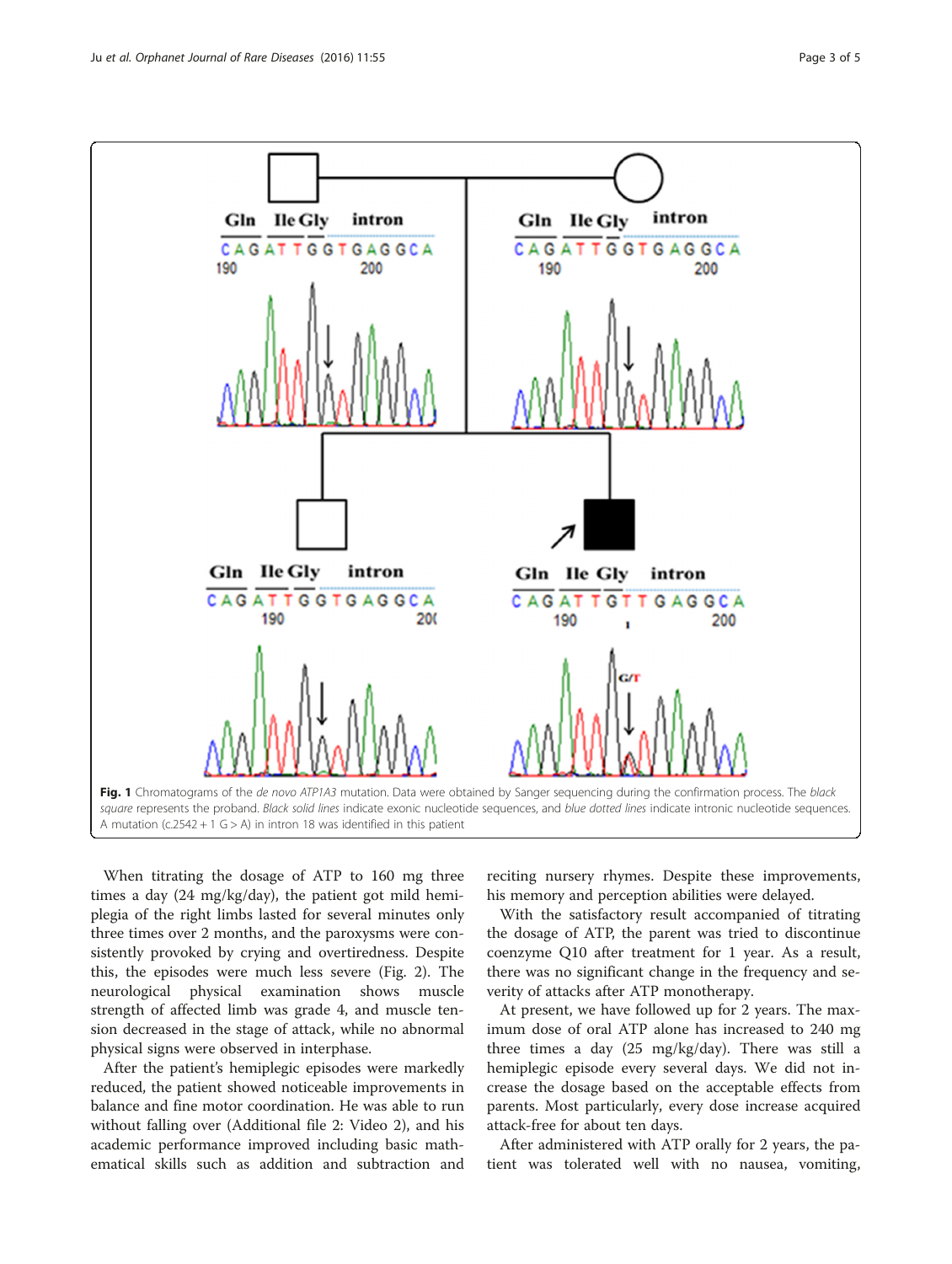**Fig. 1** Chromatograms of the *de novo ATP1A3* mutation. Data were obtained by Sanger sequencing during the confirmation process. The *black square* represents the proband. *Black solid lines* indicate exonic nucleotide sequences, and *blue dotted lines* indicate intronic nucleotide sequences. A mutation (c.2542 + 1 G > A) in intron 18 was identified in this patient

When titrating the dosage of ATP to 160 mg three times a day (24 mg/kg/day), the patient got mild hemiplegia of the right limbs lasted for several minutes only three times over 2 months, and the paroxysms were consistently provoked by crying and overtiredness. Despite this, the episodes were much less severe (Fig. 2). The neurological physical examination shows muscle strength of affected limb was grade 4, and muscle tension decreased in the stage of attack, while no abnormal physical signs were observed in interphase.

After the patient's hemiplegic episodes were markedly reduced, the patient showed noticeable improvements in balance and fine motor coordination. He was able to run without falling over (Additional file 2: Video 2), and his academic performance improved including basic mathematical skills such as addition and subtraction and reciting nursery rhymes. Despite these improvements, his memory and perception abilities were delayed.

With the satisfactory result accompanied of titrating the dosage of ATP, the parent was tried to discontinue coenzyme Q10 after treatment for 1 year. As a result, there was no significant change in the frequency and severity of attacks after ATP monotherapy.

At present, we have followed up for 2 years. The maximum dose of oral ATP alone has increased to 240 mg three times a day (25 mg/kg/day). There was still a hemiplegic episode every several days. We did not increase the dosage based on the acceptable effects from parents. Most particularly, every dose increase acquired attack-free for about ten days.

After administered with ATP orally for 2 years, the patient was tolerated well with no nausea, vomiting,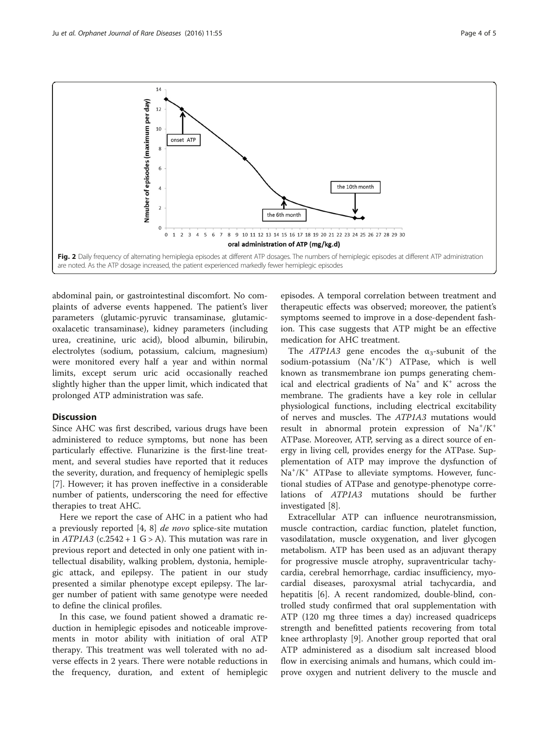Fig. 2 Daily frequency of alternating hemiplegia episodes at different ATP dosages. The numbers of hemiplegic episodes at different ATP administration are noted. As the ATP dosage increased, the patient experienced markedly fewer hemiplegic episodes

abdominal pain, or gastrointestinal discomfort. No complaints of adverse events happened. The patient's liver parameters (glutamic-pyruvic transaminase, glutamic-oxalacetic transaminase), kidney parameters (including urea, creatinine, uric acid), blood albumin, bilirubin, electrolytes (sodium, potassium, calcium, magnesium) were monitored every half a year and within normal limits, except serum uric acid occasionally reached slightly higher than the upper limit, which indicated that prolonged ATP administration was safe.

## Discussion

Since AHC was first described, various drugs have been administered to reduce symptoms, but none has been particularly effective. Flunarizine is the first-line treatment, and several studies have reported that it reduces the severity, duration, and frequency of hemiplegic spells [7]. However; it has proven ineffective in a considerable number of patients, underscoring the need for effective therapies to treat AHC.

Here we report the case of AHC in a patient who had a previously reported [4, 8] *de novo* splice-site mutation in *ATP1A3* (c.2542 + 1 G > A). This mutation was rare in previous report and detected in only one patient with intellectual disability, walking problem, dystonia, hemiplegic attack, and epilepsy. The patient in our study presented a similar phenotype except epilepsy. The larger number of patient with same genotype were needed to define the clinical profiles.

In this case, we found patient showed a dramatic reduction in hemiplegic episodes and noticeable improvements in motor ability with initiation of oral ATP therapy. This treatment was well tolerated with no adverse effects in 2 years. There were notable reductions in the frequency, duration, and extent of hemiplegic episodes. A temporal correlation between treatment and therapeutic effects was observed; moreover, the patient's symptoms seemed to improve in a dose-dependent fashion. This case suggests that ATP might be an effective medication for AHC treatment.

The *ATP1A3* gene encodes the $\alpha_3$-subunit of the sodium-potassium ($Na^+/K^+$) ATPase, which is well known as transmembrane ion pumps generating chemical and electrical gradients of $Na^+$ and $K^+$ across the membrane. The gradients have a key role in cellular physiological functions, including electrical excitability of nerves and muscles. The *ATP1A3* mutations would result in abnormal protein expression of $Na^+/K^+$ ATPase. Moreover, ATP, serving as a direct source of energy in living cell, provides energy for the ATPase. Supplementation of ATP may improve the dysfunction of $Na^+/K^+$ ATPase to alleviate symptoms. However, functional studies of ATPase and genotype-phenotype correlations of *ATP1A3* mutations should be further investigated [8].

Extracellular ATP can influence neurotransmission, muscle contraction, cardiac function, platelet function, vasodilatation, muscle oxygenation, and liver glycogen metabolism. ATP has been used as an adjuvant therapy for progressive muscle atrophy, supraventricular tachycardia, cerebral hemorrhage, cardiac insufficiency, myocardial diseases, paroxysmal atrial tachycardia, and hepatitis [6]. A recent randomized, double-blind, controlled study confirmed that oral supplementation with ATP (120 mg three times a day) increased quadriceps strength and benefitted patients recovering from total knee arthroplasty [9]. Another group reported that oral ATP administered as a disodium salt increased blood flow in exercising animals and humans, which could improve oxygen and nutrient delivery to the muscle and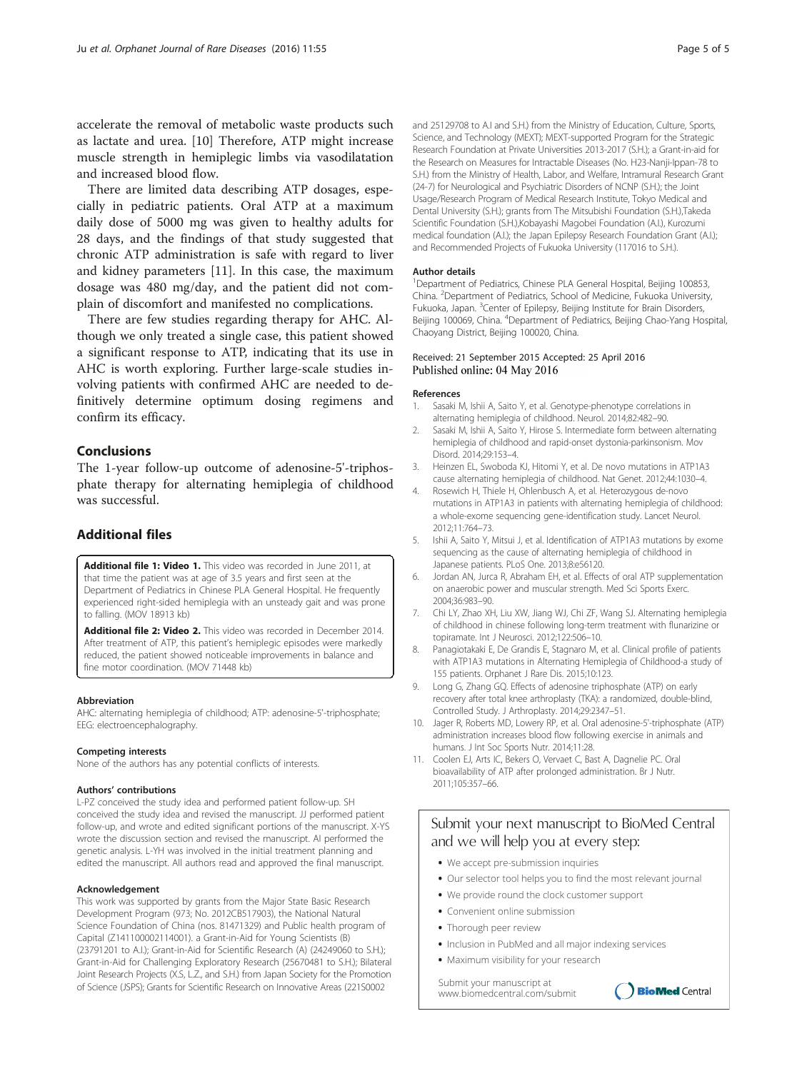accelerate the removal of metabolic waste products such as lactate and urea. [10] Therefore, ATP might increase muscle strength in hemiplegic limbs via vasodilatation and increased blood flow.

There are limited data describing ATP dosages, especially in pediatric patients. Oral ATP at a maximum daily dose of 5000 mg was given to healthy adults for 28 days, and the findings of that study suggested that chronic ATP administration is safe with regard to liver and kidney parameters [11]. In this case, the maximum dosage was 480 mg/day, and the patient did not complain of discomfort and manifested no complications.

There are few studies regarding therapy for AHC. Although we only treated a single case, this patient showed a significant response to ATP, indicating that its use in AHC is worth exploring. Further large-scale studies involving patients with confirmed AHC are needed to definitively determine optimum dosing regimens and confirm its efficacy.

## Conclusions

The 1-year follow-up outcome of adenosine-5'-triphosphate therapy for alternating hemiplegia of childhood was successful.

## Additional files

**Additional file 1: Video 1.** This video was recorded in June 2011, at that time the patient was at age of 3.5 years and first seen at the Department of Pediatrics in Chinese PLA General Hospital. He frequently experienced right-sided hemiplegia with an unsteady gait and was prone to falling. (MOV 18913 kb)

**Additional file 2: Video 2.** This video was recorded in December 2014. After treatment of ATP, this patient's hemiplegic episodes were markedly reduced, the patient showed noticeable improvements in balance and fine motor coordination. (MOV 71448 kb)

#### Abbreviation

AHC: alternating hemiplegia of childhood; ATP: adenosine-5'-triphosphate; EEG: electroencephalography.

#### Competing interests

None of the authors has any potential conflicts of interests.

#### Authors' contributions

L-PZ conceived the study idea and performed patient follow-up. SH conceived the study idea and revised the manuscript. JJ performed patient follow-up, and wrote and edited significant portions of the manuscript. X-YS wrote the discussion section and revised the manuscript. AI performed the genetic analysis. L-YH was involved in the initial treatment planning and edited the manuscript. All authors read and approved the final manuscript.

#### Acknowledgement

This work was supported by grants from the Major State Basic Research Development Program (973; No. 2012CB517903), the National Natural Science Foundation of China (nos. 81471329) and Public health program of Capital (Z141100002114001). a Grant-in-Aid for Young Scientists (B) (23791201 to A.I.); Grant-in-Aid for Scientific Research (A) (24249060 to S.H.); Grant-in-Aid for Challenging Exploratory Research (25670481 to S.H.); Bilateral Joint Research Projects (X.S, L.Z., and S.H.) from Japan Society for the Promotion of Science (JSPS); Grants for Scientific Research on Innovative Areas (221S0002 and 25129708 to A.I and S.H.) from the Ministry of Education, Culture, Sports, Science, and Technology (MEXT); MEXT-supported Program for the Strategic Research Foundation at Private Universities 2013-2017 (S.H.); a Grant-in-aid for the Research on Measures for Intractable Diseases (No. H23-Nanji-Ippan-78 to S.H.) from the Ministry of Health, Labor, and Welfare, Intramural Research Grant (24-7) for Neurological and Psychiatric Disorders of NCNP (S.H.); the Joint Usage/Research Program of Medical Research Institute, Tokyo Medical and Dental University (S.H.); grants from The Mitsubishi Foundation (S.H.),Takeda Scientific Foundation (S.H.),Kobayashi Magobei Foundation (A.I.), Kurozumi medical foundation (A.I.); the Japan Epilepsy Research Foundation Grant (A.I.); and Recommended Projects of Fukuoka University (117016 to S.H.).

#### Author details

[1]Department of Pediatrics, Chinese PLA General Hospital, Beijing 100853, China. [2]Department of Pediatrics, School of Medicine, Fukuoka University, Fukuoka, Japan. [3]Center of Epilepsy, Beijing Institute for Brain Disorders, Beijing 100069, China. [4]Department of Pediatrics, Beijing Chao-Yang Hospital, Chaoyang District, Beijing 100020, China.

Received: 21 September 2015 Accepted: 25 April 2016
Published online: 04 May 2016

#### References

1. Sasaki M, Ishii A, Saito Y, et al. Genotype-phenotype correlations in alternating hemiplegia of childhood. Neurol. 2014;82:482–90.
2. Sasaki M, Ishii A, Saito Y, Hirose S. Intermediate form between alternating hemiplegia of childhood and rapid-onset dystonia-parkinsonism. Mov Disord. 2014;29:153–4.
3. Heinzen EL, Swoboda KJ, Hitomi Y, et al. De novo mutations in ATP1A3 cause alternating hemiplegia of childhood. Nat Genet. 2012;44:1030–4.
4. Rosewich H, Thiele H, Ohlenbusch A, et al. Heterozygous de-novo mutations in ATP1A3 in patients with alternating hemiplegia of childhood: a whole-exome sequencing gene-identification study. Lancet Neurol. 2012;11:764–73.
5. Ishii A, Saito Y, Mitsui J, et al. Identification of ATP1A3 mutations by exome sequencing as the cause of alternating hemiplegia of childhood in Japanese patients. PLoS One. 2013;8:e56120.
6. Jordan AN, Jurca R, Abraham EH, et al. Effects of oral ATP supplementation on anaerobic power and muscular strength. Med Sci Sports Exerc. 2004;36:983–90.
7. Chi LY, Zhao XH, Liu XW, Jiang WJ, Chi ZF, Wang SJ. Alternating hemiplegia of childhood in chinese following long-term treatment with flunarizine or topiramate. Int J Neurosci. 2012;122:506–10.
8. Panagiotakaki E, De Grandis E, Stagnaro M, et al. Clinical profile of patients with ATP1A3 mutations in Alternating Hemiplegia of Childhood-a study of 155 patients. Orphanet J Rare Dis. 2015;10:123.
9. Long G, Zhang GQ. Effects of adenosine triphosphate (ATP) on early recovery after total knee arthroplasty (TKA): a randomized, double-blind, Controlled Study. J Arthroplasty. 2014;29:2347–51.
10. Jager R, Roberts MD, Lowery RP, et al. Oral adenosine-5'-triphosphate (ATP) administration increases blood flow following exercise in animals and humans. J Int Soc Sports Nutr. 2014;11:28.
11. Coolen EJ, Arts IC, Bekers O, Vervaet C, Bast A, Dagnelie PC. Oral bioavailability of ATP after prolonged administration. Br J Nutr. 2011;105:357–66.

Submit your next manuscript to BioMed Central and we will help you at every step:

- We accept pre-submission inquiries
- Our selector tool helps you to find the most relevant journal
- We provide round the clock customer support
- Convenient online submission
- Thorough peer review
- Inclusion in PubMed and all major indexing services
- Maximum visibility for your research

Submit your manuscript at www.biomedcentral.com/submit

BioMed Central